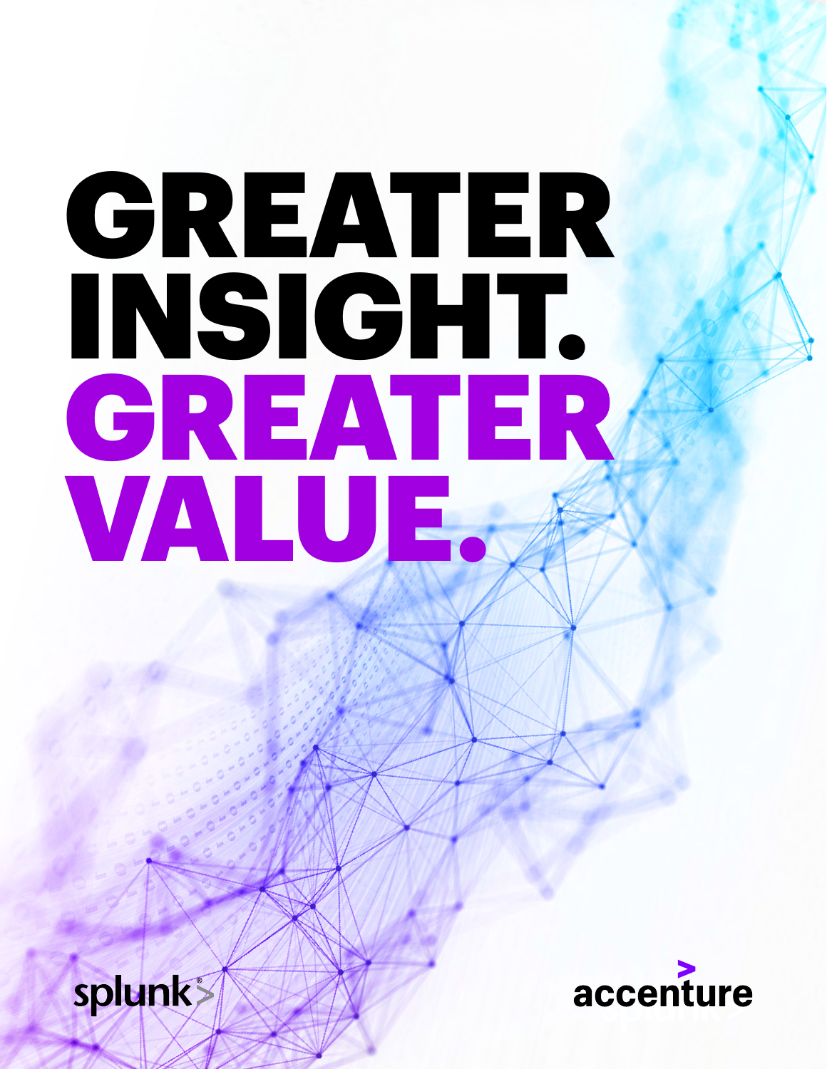# GREATER INSIGHT. GREATER VALUE.

splunk>

accenture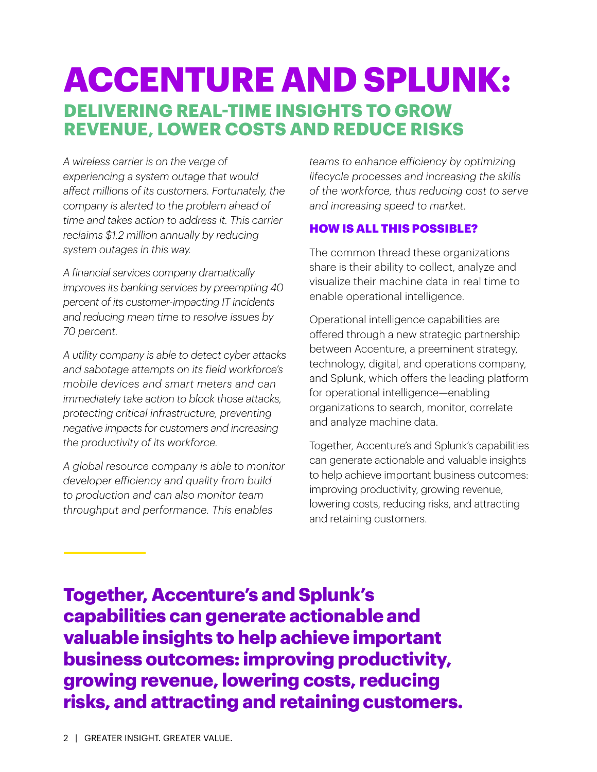# ACCENTURE AND SPLUNK:

## DELIVERING REAL-TIME INSIGHTS TO GROW REVENUE, LOWER COSTS AND REDUCE RISKS

*A wireless carrier is on the verge of experiencing a system outage that would affect millions of its customers. Fortunately, the company is alerted to the problem ahead of time and takes action to address it. This carrier reclaims $1.2 million annually by reducing system outages in this way.*

*A financial services company dramatically improves its banking services by preempting 40 percent of its customer-impacting IT incidents and reducing mean time to resolve issues by 70 percent.*

*A utility company is able to detect cyber attacks and sabotage attempts on its field workforce's mobile devices and smart meters and can immediately take action to block those attacks, protecting critical infrastructure, preventing negative impacts for customers and increasing the productivity of its workforce.*

*A global resource company is able to monitor developer efficiency and quality from build to production and can also monitor team throughput and performance. This enables teams to enhance efficiency by optimizing lifecycle processes and increasing the skills of the workforce, thus reducing cost to serve and increasing speed to market.*

### HOW IS ALL THIS POSSIBLE?

The common thread these organizations share is their ability to collect, analyze and visualize their machine data in real time to enable operational intelligence.

Operational intelligence capabilities are offered through a new strategic partnership between Accenture, a preeminent strategy, technology, digital, and operations company, and Splunk, which offers the leading platform for operational intelligence—enabling organizations to search, monitor, correlate and analyze machine data.

Together, Accenture's and Splunk's capabilities can generate actionable and valuable insights to help achieve important business outcomes: improving productivity, growing revenue, lowering costs, reducing risks, and attracting and retaining customers.

**Together, Accenture's and Splunk's capabilities can generate actionable and valuable insights to help achieve important business outcomes: improving productivity, growing revenue, lowering costs, reducing risks, and attracting and retaining customers.**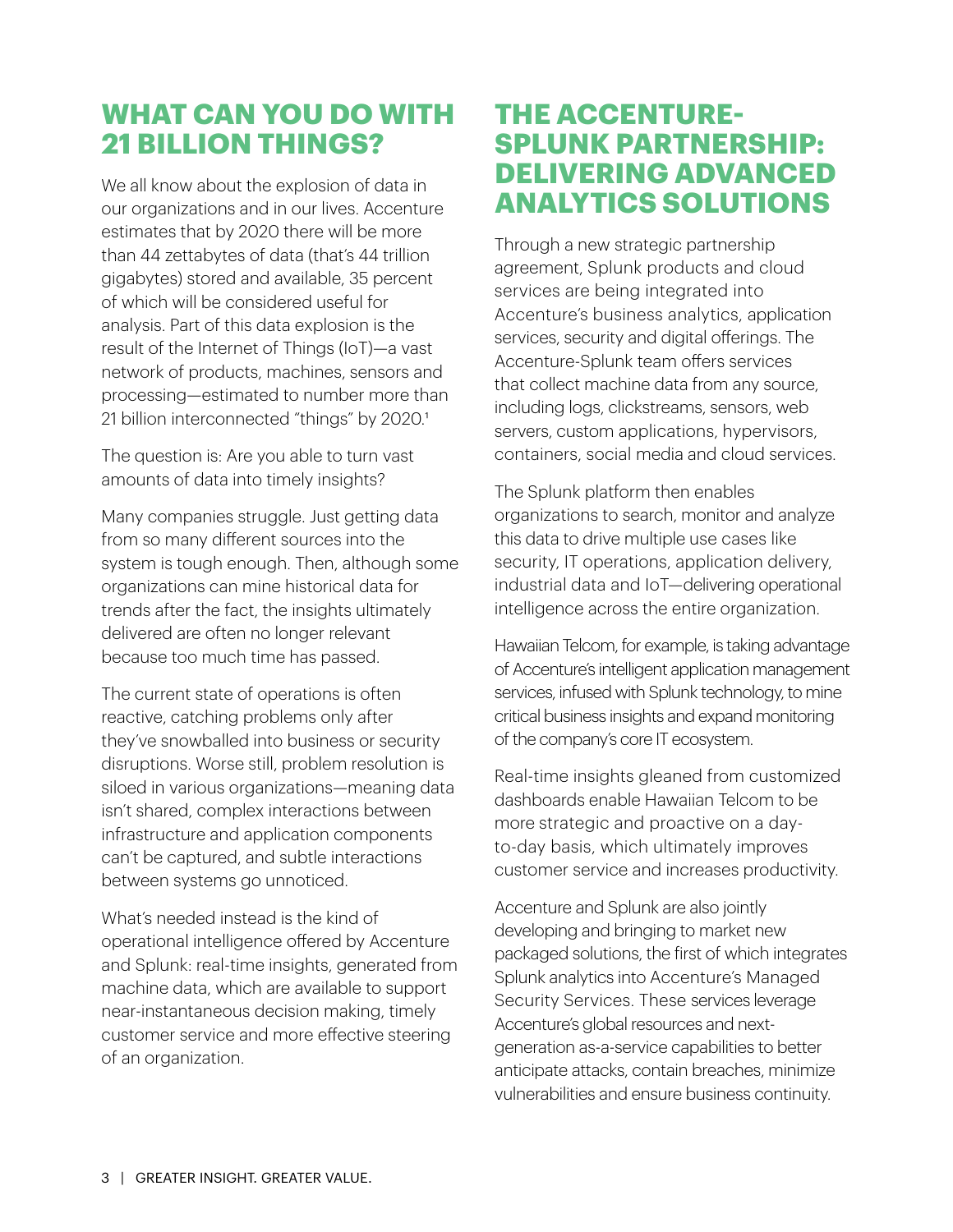## WHAT CAN YOU DO WITH 21 BILLION THINGS?

We all know about the explosion of data in our organizations and in our lives. Accenture estimates that by 2020 there will be more than 44 zettabytes of data (that's 44 trillion gigabytes) stored and available, 35 percent of which will be considered useful for analysis. Part of this data explosion is the result of the Internet of Things (IoT)—a vast network of products, machines, sensors and processing—estimated to number more than 21 billion interconnected "things" by 2020.[1]

The question is: Are you able to turn vast amounts of data into timely insights?

Many companies struggle. Just getting data from so many different sources into the system is tough enough. Then, although some organizations can mine historical data for trends after the fact, the insights ultimately delivered are often no longer relevant because too much time has passed.

The current state of operations is often reactive, catching problems only after they've snowballed into business or security disruptions. Worse still, problem resolution is siloed in various organizations—meaning data isn't shared, complex interactions between infrastructure and application components can't be captured, and subtle interactions between systems go unnoticed.

What's needed instead is the kind of operational intelligence offered by Accenture and Splunk: real-time insights, generated from machine data, which are available to support near-instantaneous decision making, timely customer service and more effective steering of an organization.

## THE ACCENTURE-SPLUNK PARTNERSHIP: DELIVERING ADVANCED ANALYTICS SOLUTIONS

Through a new strategic partnership agreement, Splunk products and cloud services are being integrated into Accenture's business analytics, application services, security and digital offerings. The Accenture-Splunk team offers services that collect machine data from any source, including logs, clickstreams, sensors, web servers, custom applications, hypervisors, containers, social media and cloud services.

The Splunk platform then enables organizations to search, monitor and analyze this data to drive multiple use cases like security, IT operations, application delivery, industrial data and IoT—delivering operational intelligence across the entire organization.

Hawaiian Telcom, for example, is taking advantage of Accenture's intelligent application management services, infused with Splunk technology, to mine critical business insights and expand monitoring of the company's core IT ecosystem.

Real-time insights gleaned from customized dashboards enable Hawaiian Telcom to be more strategic and proactive on a day-to-day basis, which ultimately improves customer service and increases productivity.

Accenture and Splunk are also jointly developing and bringing to market new packaged solutions, the first of which integrates Splunk analytics into Accenture's Managed Security Services. These services leverage Accenture's global resources and next-generation as-a-service capabilities to better anticipate attacks, contain breaches, minimize vulnerabilities and ensure business continuity.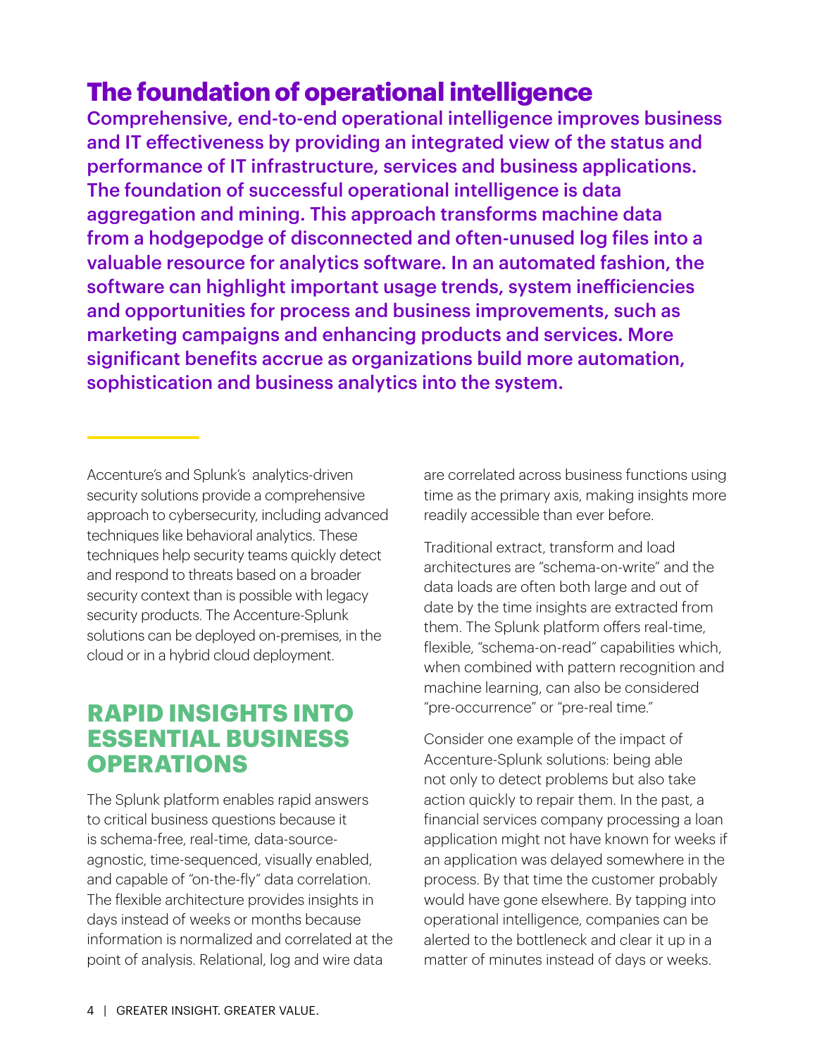## The foundation of operational intelligence

**Comprehensive, end-to-end operational intelligence improves business and IT effectiveness by providing an integrated view of the status and performance of IT infrastructure, services and business applications. The foundation of successful operational intelligence is data aggregation and mining. This approach transforms machine data from a hodgepodge of disconnected and often-unused log files into a valuable resource for analytics software. In an automated fashion, the software can highlight important usage trends, system inefficiencies and opportunities for process and business improvements, such as marketing campaigns and enhancing products and services. More significant benefits accrue as organizations build more automation, sophistication and business analytics into the system.**

Accenture's and Splunk's analytics-driven security solutions provide a comprehensive approach to cybersecurity, including advanced techniques like behavioral analytics. These techniques help security teams quickly detect and respond to threats based on a broader security context than is possible with legacy security products. The Accenture-Splunk solutions can be deployed on-premises, in the cloud or in a hybrid cloud deployment.

### RAPID INSIGHTS INTO ESSENTIAL BUSINESS OPERATIONS

The Splunk platform enables rapid answers to critical business questions because it is schema-free, real-time, data-source-agnostic, time-sequenced, visually enabled, and capable of "on-the-fly" data correlation. The flexible architecture provides insights in days instead of weeks or months because information is normalized and correlated at the point of analysis. Relational, log and wire data are correlated across business functions using time as the primary axis, making insights more readily accessible than ever before.

Traditional extract, transform and load architectures are "schema-on-write" and the data loads are often both large and out of date by the time insights are extracted from them. The Splunk platform offers real-time, flexible, "schema-on-read" capabilities which, when combined with pattern recognition and machine learning, can also be considered "pre-occurrence" or "pre-real time."

Consider one example of the impact of Accenture-Splunk solutions: being able not only to detect problems but also take action quickly to repair them. In the past, a financial services company processing a loan application might not have known for weeks if an application was delayed somewhere in the process. By that time the customer probably would have gone elsewhere. By tapping into operational intelligence, companies can be alerted to the bottleneck and clear it up in a matter of minutes instead of days or weeks.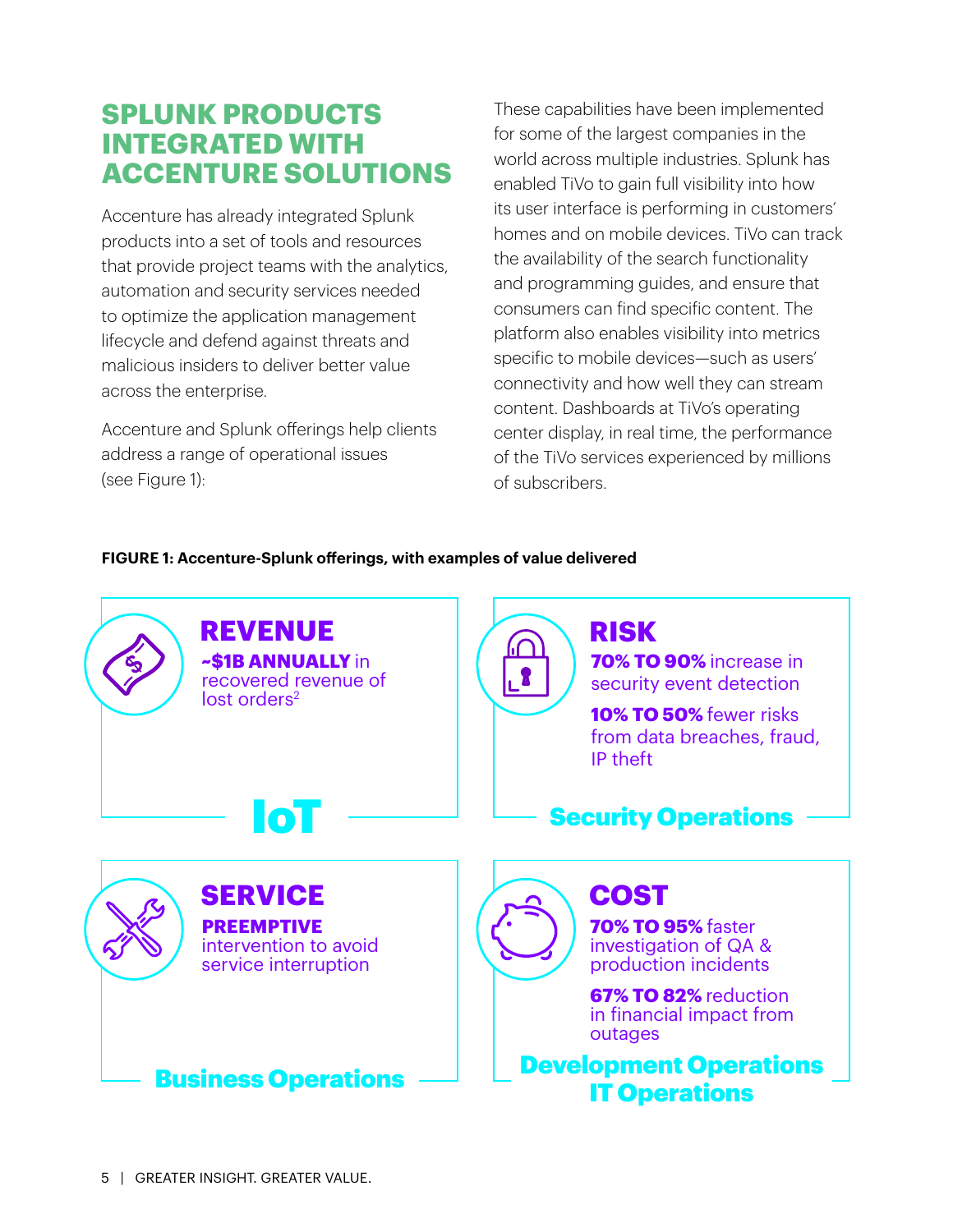## SPLUNK PRODUCTS INTEGRATED WITH ACCENTURE SOLUTIONS

Accenture has already integrated Splunk products into a set of tools and resources that provide project teams with the analytics, automation and security services needed to optimize the application management lifecycle and defend against threats and malicious insiders to deliver better value across the enterprise.

Accenture and Splunk offerings help clients address a range of operational issues (see Figure 1):

These capabilities have been implemented for some of the largest companies in the world across multiple industries. Splunk has enabled TiVo to gain full visibility into how its user interface is performing in customers' homes and on mobile devices. TiVo can track the availability of the search functionality and programming guides, and ensure that consumers can find specific content. The platform also enables visibility into metrics specific to mobile devices—such as users' connectivity and how well they can stream content. Dashboards at TiVo's operating center display, in real time, the performance of the TiVo services experienced by millions of subscribers.

**FIGURE 1: Accenture-Splunk offerings, with examples of value delivered**

### IoT

**REVENUE**

**~$1B ANNUALLY** in recovered revenue of lost orders[2]

### Security Operations

**RISK**

**70% TO 90%** increase in security event detection

**10% TO 50%** fewer risks from data breaches, fraud, IP theft

### Business Operations

**SERVICE**

**PREEMPTIVE** intervention to avoid service interruption

### Development Operations IT Operations

**COST**

**70% TO 95%** faster investigation of QA & production incidents

**67% TO 82%** reduction in financial impact from outages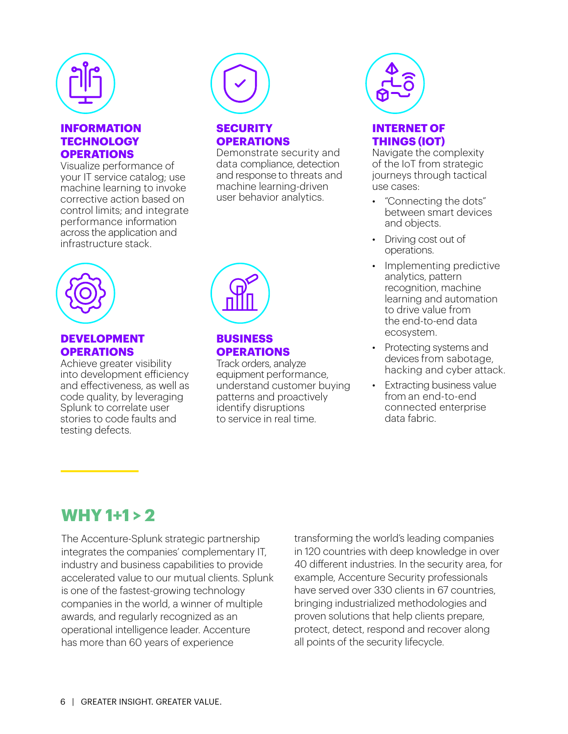### INFORMATION TECHNOLOGY OPERATIONS

Visualize performance of your IT service catalog; use machine learning to invoke corrective action based on control limits; and integrate performance information across the application and infrastructure stack.

### SECURITY OPERATIONS

Demonstrate security and data compliance, detection and response to threats and machine learning-driven user behavior analytics.

### INTERNET OF THINGS (IOT)

Navigate the complexity of the IoT from strategic journeys through tactical use cases:

- "Connecting the dots" between smart devices and objects.
- Driving cost out of operations.
- Implementing predictive analytics, pattern recognition, machine learning and automation to drive value from the end-to-end data ecosystem.
- Protecting systems and devices from sabotage, hacking and cyber attack.
- Extracting business value from an end-to-end connected enterprise data fabric.

### DEVELOPMENT OPERATIONS

Achieve greater visibility into development efficiency and effectiveness, as well as code quality, by leveraging Splunk to correlate user stories to code faults and testing defects.

### BUSINESS OPERATIONS

Track orders, analyze equipment performance, understand customer buying patterns and proactively identify disruptions to service in real time.

## WHY 1+1 > 2

The Accenture-Splunk strategic partnership integrates the companies' complementary IT, industry and business capabilities to provide accelerated value to our mutual clients. Splunk is one of the fastest-growing technology companies in the world, a winner of multiple awards, and regularly recognized as an operational intelligence leader. Accenture has more than 60 years of experience transforming the world's leading companies in 120 countries with deep knowledge in over 40 different industries. In the security area, for example, Accenture Security professionals have served over 330 clients in 67 countries, bringing industrialized methodologies and proven solutions that help clients prepare, protect, detect, respond and recover along all points of the security lifecycle.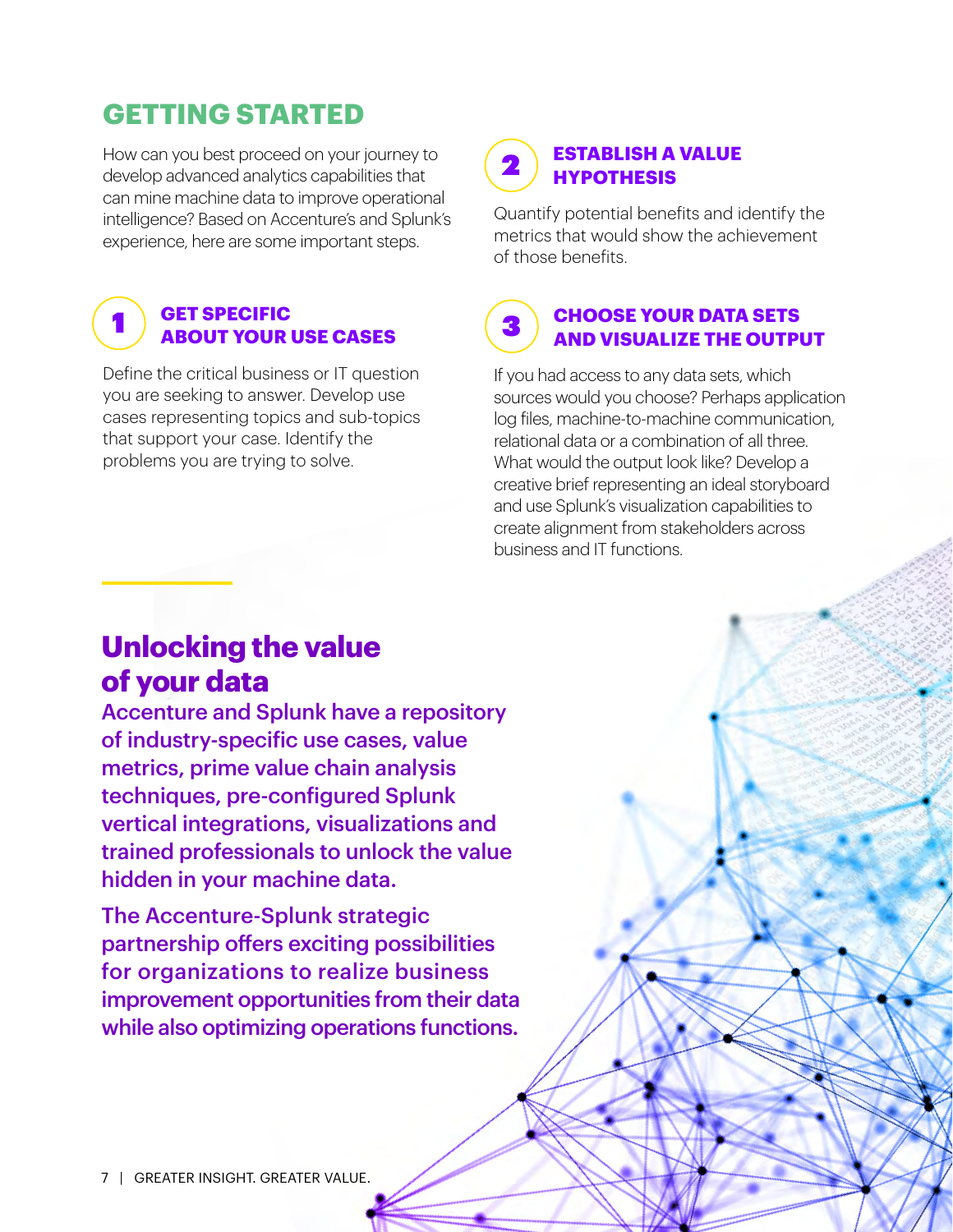## GETTING STARTED

How can you best proceed on your journey to develop advanced analytics capabilities that can mine machine data to improve operational intelligence? Based on Accenture's and Splunk's experience, here are some important steps.

### 1 GET SPECIFIC ABOUT YOUR USE CASES

Define the critical business or IT question you are seeking to answer. Develop use cases representing topics and sub-topics that support your case. Identify the problems you are trying to solve.

### 2 ESTABLISH A VALUE HYPOTHESIS

Quantify potential benefits and identify the metrics that would show the achievement of those benefits.

### 3 CHOOSE YOUR DATA SETS AND VISUALIZE THE OUTPUT

If you had access to any data sets, which sources would you choose? Perhaps application log files, machine-to-machine communication, relational data or a combination of all three. What would the output look like? Develop a creative brief representing an ideal storyboard and use Splunk's visualization capabilities to create alignment from stakeholders across business and IT functions.

## Unlocking the value of your data

**Accenture and Splunk have a repository of industry-specific use cases, value metrics, prime value chain analysis techniques, pre-configured Splunk vertical integrations, visualizations and trained professionals to unlock the value hidden in your machine data.**

**The Accenture-Splunk strategic partnership offers exciting possibilities for organizations to realize business improvement opportunities from their data while also optimizing operations functions.**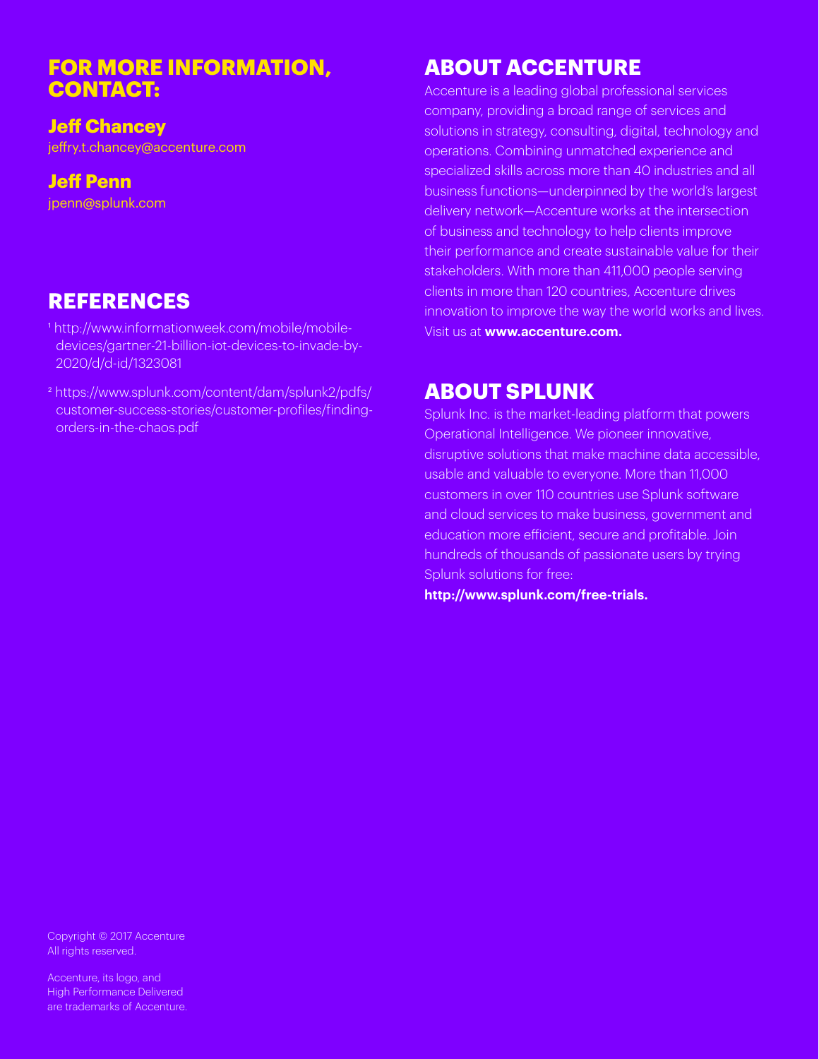## FOR MORE INFORMATION, CONTACT:

**Jeff Chancey**
jeffry.t.chancey@accenture.com

**Jeff Penn**
jpenn@splunk.com

## REFERENCES

[1] http://www.informationweek.com/mobile/mobile-devices/gartner-21-billion-iot-devices-to-invade-by-2020/d/d-id/1323081

[2] https://www.splunk.com/content/dam/splunk2/pdfs/customer-success-stories/customer-profiles/finding-orders-in-the-chaos.pdf

## ABOUT ACCENTURE

Accenture is a leading global professional services company, providing a broad range of services and solutions in strategy, consulting, digital, technology and operations. Combining unmatched experience and specialized skills across more than 40 industries and all business functions—underpinned by the world's largest delivery network—Accenture works at the intersection of business and technology to help clients improve their performance and create sustainable value for their stakeholders. With more than 411,000 people serving clients in more than 120 countries, Accenture drives innovation to improve the way the world works and lives. Visit us at **www.accenture.com.**

## ABOUT SPLUNK

Splunk Inc. is the market-leading platform that powers Operational Intelligence. We pioneer innovative, disruptive solutions that make machine data accessible, usable and valuable to everyone. More than 11,000 customers in over 110 countries use Splunk software and cloud services to make business, government and education more efficient, secure and profitable. Join hundreds of thousands of passionate users by trying Splunk solutions for free:
**http://www.splunk.com/free-trials.**

Copyright © 2017 Accenture
All rights reserved.

Accenture, its logo, and
High Performance Delivered
are trademarks of Accenture.